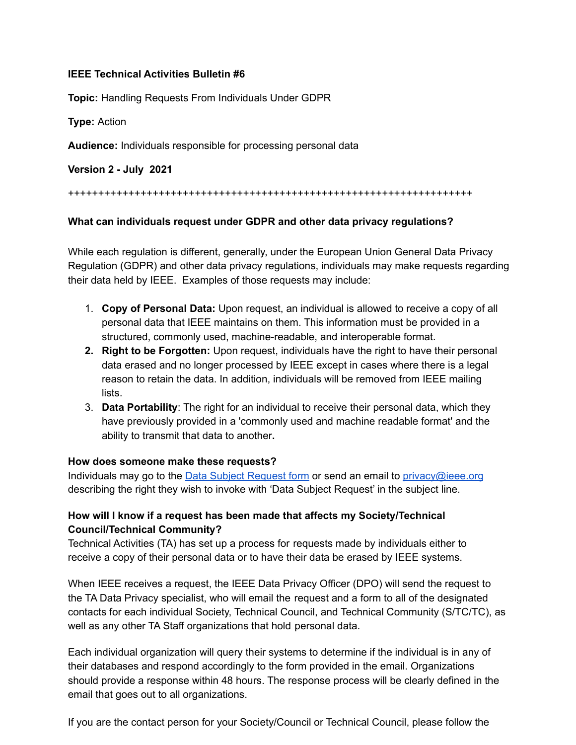**IEEE Technical Activities Bulletin #6**

**Topic:** Handling Requests From Individuals Under GDPR

**Type:** Action

**Audience:** Individuals responsible for processing personal data

**Version 2 - July 2021**

++++++++++++++++++++++++++++++++++++++++++++++++++++++++++++++++++++++

**What can individuals request under GDPR and other data privacy regulations?**

While each regulation is different, generally, under the European Union General Data Privacy Regulation (GDPR) and other data privacy regulations, individuals may make requests regarding their data held by IEEE. Examples of those requests may include:

1. **Copy of Personal Data:** Upon request, an individual is allowed to receive a copy of all personal data that IEEE maintains on them. This information must be provided in a structured, commonly used, machine-readable, and interoperable format.
2. **Right to be Forgotten:** Upon request, individuals have the right to have their personal data erased and no longer processed by IEEE except in cases where there is a legal reason to retain the data. In addition, individuals will be removed from IEEE mailing lists.
3. **Data Portability**: The right for an individual to receive their personal data, which they have previously provided in a 'commonly used and machine readable format' and the ability to transmit that data to another**.**

**How does someone make these requests?**
Individuals may go to the Data Subject Request form or send an email to privacy@ieee.org describing the right they wish to invoke with 'Data Subject Request' in the subject line.

**How will I know if a request has been made that affects my Society/Technical Council/Technical Community?**
Technical Activities (TA) has set up a process for requests made by individuals either to receive a copy of their personal data or to have their data be erased by IEEE systems.

When IEEE receives a request, the IEEE Data Privacy Officer (DPO) will send the request to the TA Data Privacy specialist, who will email the request and a form to all of the designated contacts for each individual Society, Technical Council, and Technical Community (S/TC/TC), as well as any other TA Staff organizations that hold personal data.

Each individual organization will query their systems to determine if the individual is in any of their databases and respond accordingly to the form provided in the email. Organizations should provide a response within 48 hours. The response process will be clearly defined in the email that goes out to all organizations.

If you are the contact person for your Society/Council or Technical Council, please follow the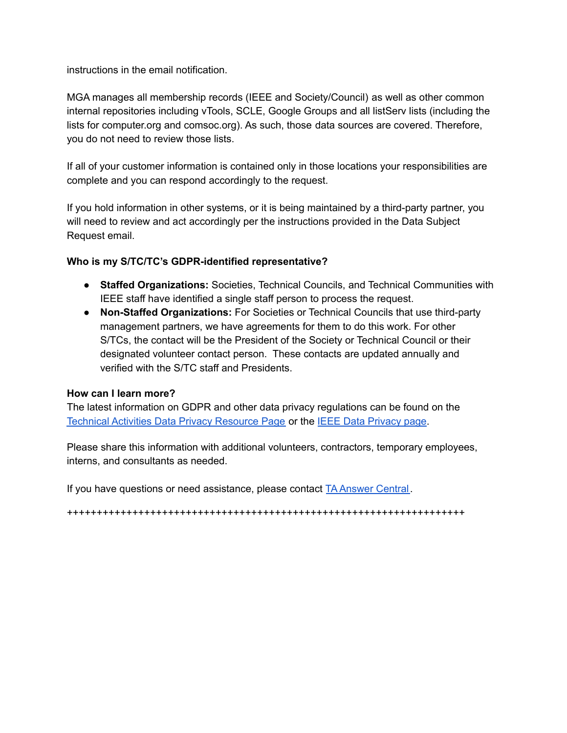instructions in the email notification.

MGA manages all membership records (IEEE and Society/Council) as well as other common internal repositories including vTools, SCLE, Google Groups and all listServ lists (including the lists for computer.org and comsoc.org). As such, those data sources are covered. Therefore, you do not need to review those lists.

If all of your customer information is contained only in those locations your responsibilities are complete and you can respond accordingly to the request.

If you hold information in other systems, or it is being maintained by a third-party partner, you will need to review and act accordingly per the instructions provided in the Data Subject Request email.

**Who is my S/TC/TC's GDPR-identified representative?**

- **Staffed Organizations:** Societies, Technical Councils, and Technical Communities with IEEE staff have identified a single staff person to process the request.
- **Non-Staffed Organizations:** For Societies or Technical Councils that use third-party management partners, we have agreements for them to do this work. For other S/TCs, the contact will be the President of the Society or Technical Council or their designated volunteer contact person. These contacts are updated annually and verified with the S/TC staff and Presidents.

**How can I learn more?**
The latest information on GDPR and other data privacy regulations can be found on the Technical Activities Data Privacy Resource Page or the IEEE Data Privacy page.

Please share this information with additional volunteers, contractors, temporary employees, interns, and consultants as needed.

If you have questions or need assistance, please contact TA Answer Central.

++++++++++++++++++++++++++++++++++++++++++++++++++++++++++++++++++++++++